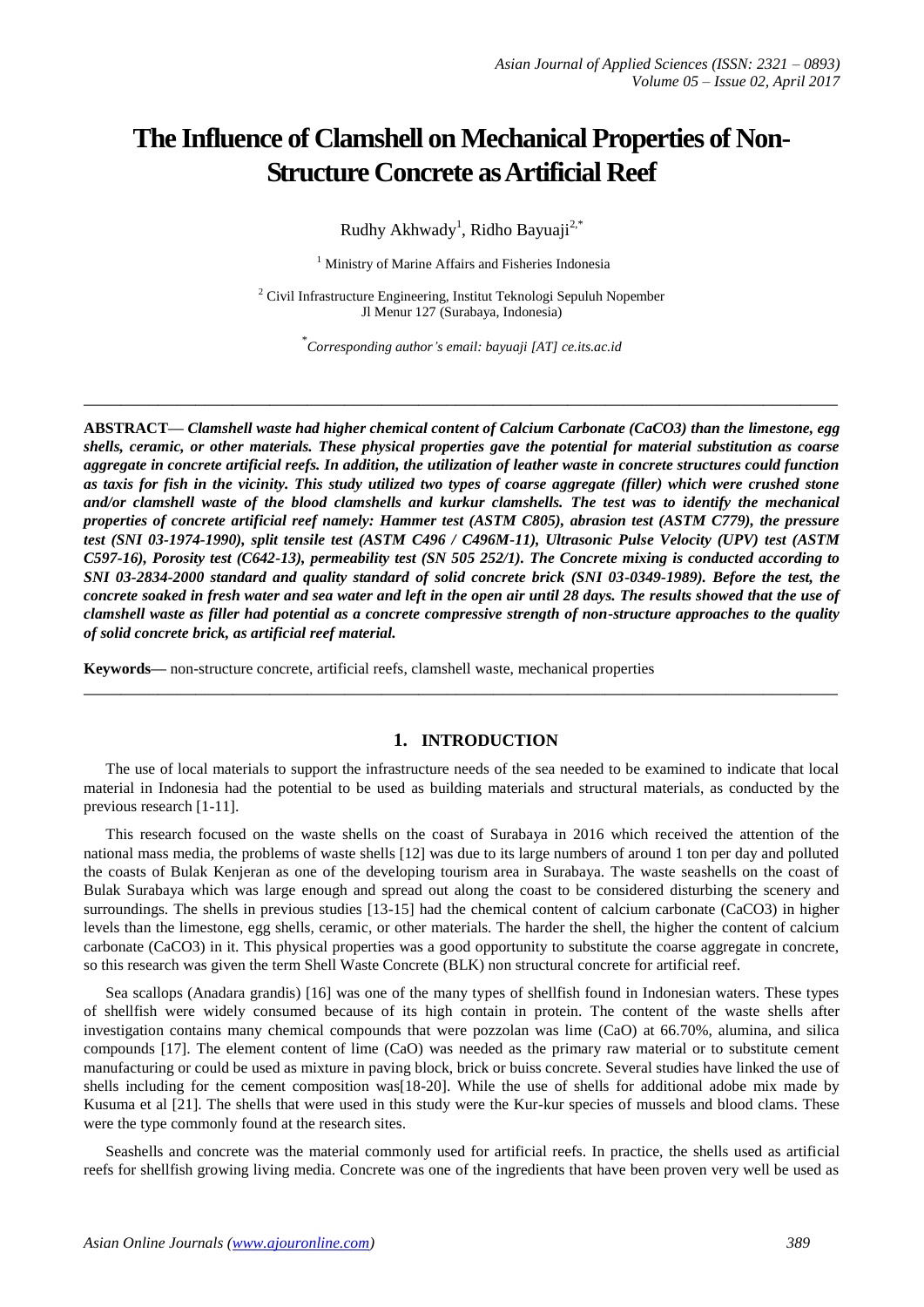# The Influence of Clamshell on Mechanical Properties of Non-Structure Concrete as Artificial Reef

Rudhy Akhwady[1], Ridho Bayuaji[2,*]

[1] Ministry of Marine Affairs and Fisheries Indonesia

[2] Civil Infrastructure Engineering, Institut Teknologi Sepuluh Nopember
Jl Menur 127 (Surabaya, Indonesia)

*Corresponding author's email: bayuaji [AT] ce.its.ac.id

---

**ABSTRACT—** ***Clamshell waste had higher chemical content of Calcium Carbonate (CaCO3) than the limestone, egg shells, ceramic, or other materials. These physical properties gave the potential for material substitution as coarse aggregate in concrete artificial reefs. In addition, the utilization of leather waste in concrete structures could function as taxis for fish in the vicinity. This study utilized two types of coarse aggregate (filler) which were crushed stone and/or clamshell waste of the blood clamshells and kurkur clamshells. The test was to identify the mechanical properties of concrete artificial reef namely: Hammer test (ASTM C805), abrasion test (ASTM C779), the pressure test (SNI 03-1974-1990), split tensile test (ASTM C496 / C496M-11), Ultrasonic Pulse Velocity (UPV) test (ASTM C597-16), Porosity test (C642-13), permeability test (SN 505 252/1). The Concrete mixing is conducted according to SNI 03-2834-2000 standard and quality standard of solid concrete brick (SNI 03-0349-1989). Before the test, the concrete soaked in fresh water and sea water and left in the open air until 28 days. The results showed that the use of clamshell waste as filler had potential as a concrete compressive strength of non-structure approaches to the quality of solid concrete brick, as artificial reef material.***

**Keywords—** non-structure concrete, artificial reefs, clamshell waste, mechanical properties

---

## 1. INTRODUCTION

The use of local materials to support the infrastructure needs of the sea needed to be examined to indicate that local material in Indonesia had the potential to be used as building materials and structural materials, as conducted by the previous research [1-11].

This research focused on the waste shells on the coast of Surabaya in 2016 which received the attention of the national mass media, the problems of waste shells [12] was due to its large numbers of around 1 ton per day and polluted the coasts of Bulak Kenjeran as one of the developing tourism area in Surabaya. The waste seashells on the coast of Bulak Surabaya which was large enough and spread out along the coast to be considered disturbing the scenery and surroundings. The shells in previous studies [13-15] had the chemical content of calcium carbonate ($CaCO_3$) in higher levels than the limestone, egg shells, ceramic, or other materials. The harder the shell, the higher the content of calcium carbonate ($CaCO_3$) in it. This physical properties was a good opportunity to substitute the coarse aggregate in concrete, so this research was given the term Shell Waste Concrete (BLK) non structural concrete for artificial reef.

Sea scallops (Anadara grandis) [16] was one of the many types of shellfish found in Indonesian waters. These types of shellfish were widely consumed because of its high contain in protein. The content of the waste shells after investigation contains many chemical compounds that were pozzolan was lime (CaO) at 66.70%, alumina, and silica compounds [17]. The element content of lime (CaO) was needed as the primary raw material or to substitute cement manufacturing or could be used as mixture in paving block, brick or buiss concrete. Several studies have linked the use of shells including for the cement composition was[18-20]. While the use of shells for additional adobe mix made by Kusuma et al [21]. The shells that were used in this study were the Kur-kur species of mussels and blood clams. These were the type commonly found at the research sites.

Seashells and concrete was the material commonly used for artificial reefs. In practice, the shells used as artificial reefs for shellfish growing living media. Concrete was one of the ingredients that have been proven very well be used as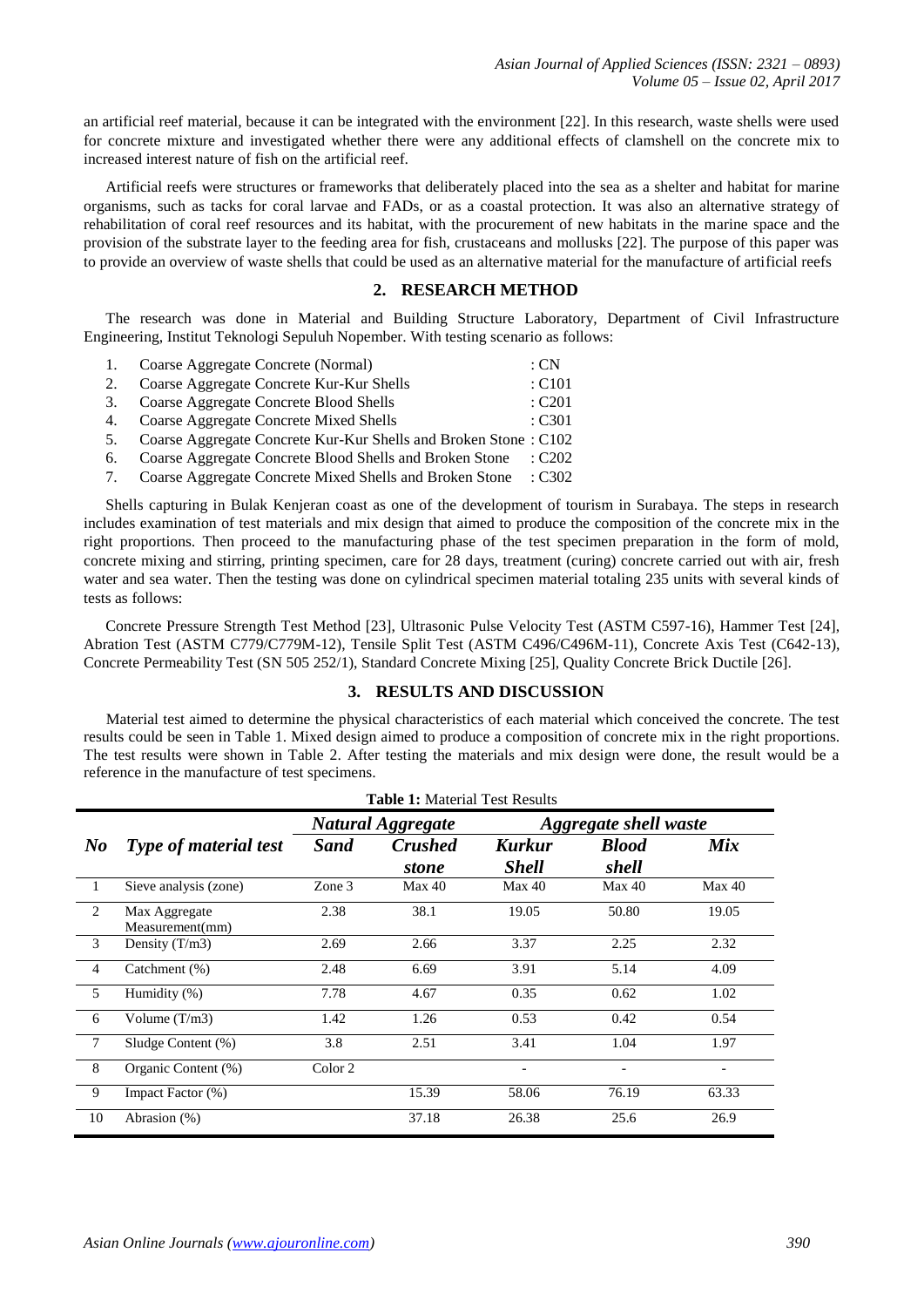an artificial reef material, because it can be integrated with the environment [22]. In this research, waste shells were used for concrete mixture and investigated whether there were any additional effects of clamshell on the concrete mix to increased interest nature of fish on the artificial reef.

Artificial reefs were structures or frameworks that deliberately placed into the sea as a shelter and habitat for marine organisms, such as tacks for coral larvae and FADs, or as a coastal protection. It was also an alternative strategy of rehabilitation of coral reef resources and its habitat, with the procurement of new habitats in the marine space and the provision of the substrate layer to the feeding area for fish, crustaceans and mollusks [22]. The purpose of this paper was to provide an overview of waste shells that could be used as an alternative material for the manufacture of artificial reefs

## 2. RESEARCH METHOD

The research was done in Material and Building Structure Laboratory, Department of Civil Infrastructure Engineering, Institut Teknologi Sepuluh Nopember. With testing scenario as follows:

1. Coarse Aggregate Concrete (Normal) : CN
2. Coarse Aggregate Concrete Kur-Kur Shells : C101
3. Coarse Aggregate Concrete Blood Shells : C201
4. Coarse Aggregate Concrete Mixed Shells : C301
5. Coarse Aggregate Concrete Kur-Kur Shells and Broken Stone : C102
6. Coarse Aggregate Concrete Blood Shells and Broken Stone : C202
7. Coarse Aggregate Concrete Mixed Shells and Broken Stone : C302

Shells capturing in Bulak Kenjeran coast as one of the development of tourism in Surabaya. The steps in research includes examination of test materials and mix design that aimed to produce the composition of the concrete mix in the right proportions. Then proceed to the manufacturing phase of the test specimen preparation in the form of mold, concrete mixing and stirring, printing specimen, care for 28 days, treatment (curing) concrete carried out with air, fresh water and sea water. Then the testing was done on cylindrical specimen material totaling 235 units with several kinds of tests as follows:

Concrete Pressure Strength Test Method [23], Ultrasonic Pulse Velocity Test (ASTM C597-16), Hammer Test [24], Abration Test (ASTM C779/C779M-12), Tensile Split Test (ASTM C496/C496M-11), Concrete Axis Test (C642-13), Concrete Permeability Test (SN 505 252/1), Standard Concrete Mixing [25], Quality Concrete Brick Ductile [26].

## 3. RESULTS AND DISCUSSION

Material test aimed to determine the physical characteristics of each material which conceived the concrete. The test results could be seen in Table 1. Mixed design aimed to produce a composition of concrete mix in the right proportions. The test results were shown in Table 2. After testing the materials and mix design were done, the result would be a reference in the manufacture of test specimens.

**Table 1:** Material Test Results

| *No* | *Type of material test* | *Natural Aggregate* | | *Aggregate shell waste* | | |
|---|---|---|---|---|---|---|
| | | *Sand* | *Crushed stone* | *Kurkur Shell* | *Blood shell* | *Mix* |
| 1 | Sieve analysis (zone) | Zone 3 | Max 40 | Max 40 | Max 40 | Max 40 |
| 2 | Max Aggregate Measurement(mm) | 2.38 | 38.1 | 19.05 | 50.80 | 19.05 |
| 3 | Density (T/m3) | 2.69 | 2.66 | 3.37 | 2.25 | 2.32 |
| 4 | Catchment (%) | 2.48 | 6.69 | 3.91 | 5.14 | 4.09 |
| 5 | Humidity (%) | 7.78 | 4.67 | 0.35 | 0.62 | 1.02 |
| 6 | Volume (T/m3) | 1.42 | 1.26 | 0.53 | 0.42 | 0.54 |
| 7 | Sludge Content (%) | 3.8 | 2.51 | 3.41 | 1.04 | 1.97 |
| 8 | Organic Content (%) | Color 2 | | - | - | - |
| 9 | Impact Factor (%) | | 15.39 | 58.06 | 76.19 | 63.33 |
| 10 | Abrasion (%) | | 37.18 | 26.38 | 25.6 | 26.9 |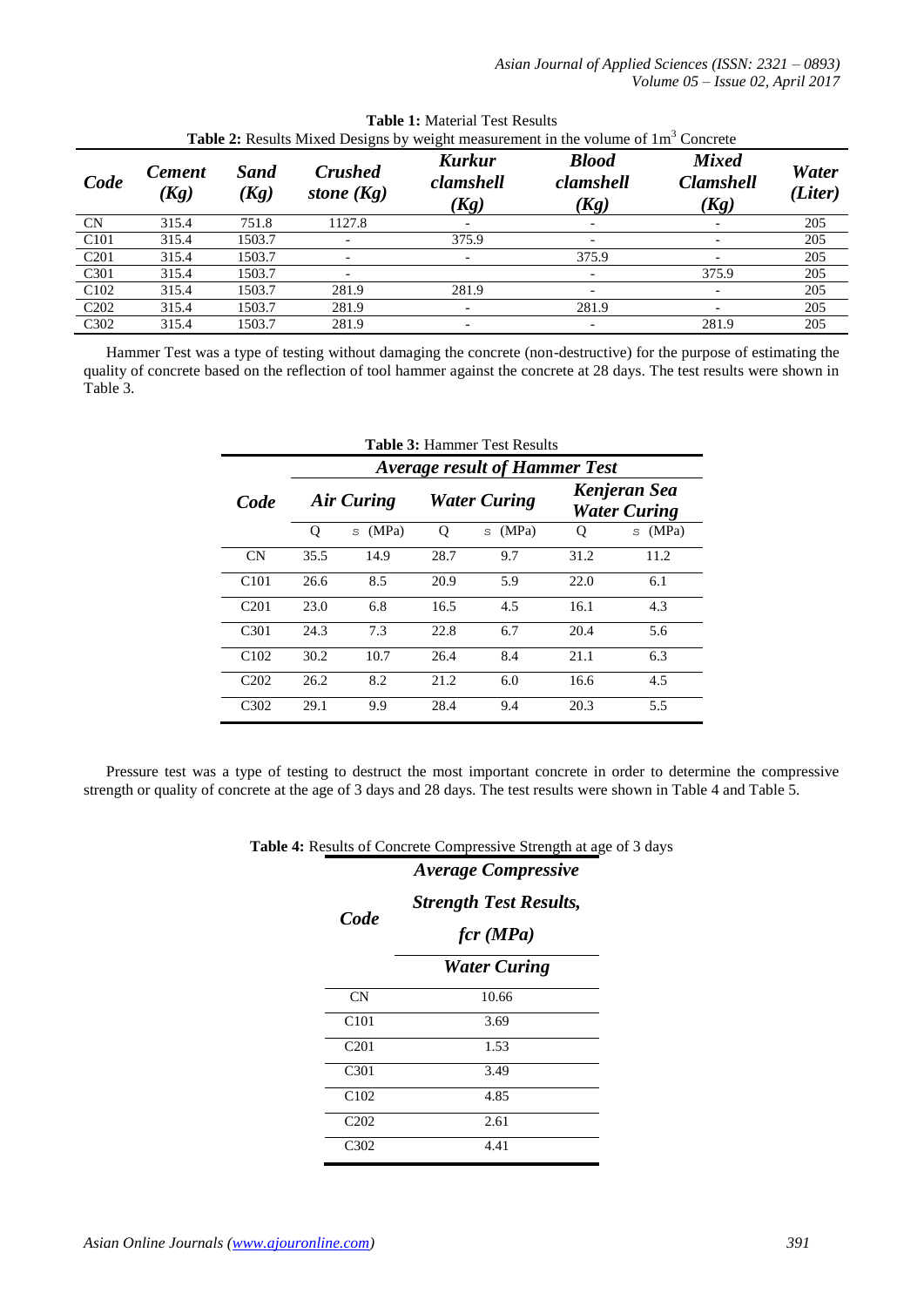**Table 1:** Material Test Results

**Table 2:** Results Mixed Designs by weight measurement in the volume of $1m^3$ Concrete

| *Code* | *Cement (Kg)* | *Sand (Kg)* | *Crushed stone (Kg)* | *Kurkur clamshell (Kg)* | *Blood clamshell (Kg)* | *Mixed Clamshell (Kg)* | *Water (Liter)* |
|---|---|---|---|---|---|---|---|
| CN | 315.4 | 751.8 | 1127.8 | - | - | - | 205 |
| C101 | 315.4 | 1503.7 | - | 375.9 | - | - | 205 |
| C201 | 315.4 | 1503.7 | - | - | 375.9 | - | 205 |
| C301 | 315.4 | 1503.7 | - | | - | 375.9 | 205 |
| C102 | 315.4 | 1503.7 | 281.9 | 281.9 | - | - | 205 |
| C202 | 315.4 | 1503.7 | 281.9 | - | 281.9 | - | 205 |
| C302 | 315.4 | 1503.7 | 281.9 | - | - | 281.9 | 205 |

Hammer Test was a type of testing without damaging the concrete (non-destructive) for the purpose of estimating the quality of concrete based on the reflection of tool hammer against the concrete at 28 days. The test results were shown in Table 3.

**Table 3:** Hammer Test Results

| *Code* | *Average result of Hammer Test* | | | | | |
|---|---|---|---|---|---|---|
| | *Air Curing* | | *Water Curing* | | *Kenjeran Sea Water Curing* | |
| | Q | s (MPa) | Q | s (MPa) | Q | s (MPa) |
| CN | 35.5 | 14.9 | 28.7 | 9.7 | 31.2 | 11.2 |
| C101 | 26.6 | 8.5 | 20.9 | 5.9 | 22.0 | 6.1 |
| C201 | 23.0 | 6.8 | 16.5 | 4.5 | 16.1 | 4.3 |
| C301 | 24.3 | 7.3 | 22.8 | 6.7 | 20.4 | 5.6 |
| C102 | 30.2 | 10.7 | 26.4 | 8.4 | 21.1 | 6.3 |
| C202 | 26.2 | 8.2 | 21.2 | 6.0 | 16.6 | 4.5 |
| C302 | 29.1 | 9.9 | 28.4 | 9.4 | 20.3 | 5.5 |

Pressure test was a type of testing to destruct the most important concrete in order to determine the compressive strength or quality of concrete at the age of 3 days and 28 days. The test results were shown in Table 4 and Table 5.

**Table 4:** Results of Concrete Compressive Strength at age of 3 days

| *Code* | *Average Compressive Strength Test Results, fcr (MPa)* |
|---|---|
| | *Water Curing* |
| CN | 10.66 |
| C101 | 3.69 |
| C201 | 1.53 |
| C301 | 3.49 |
| C102 | 4.85 |
| C202 | 2.61 |
| C302 | 4.41 |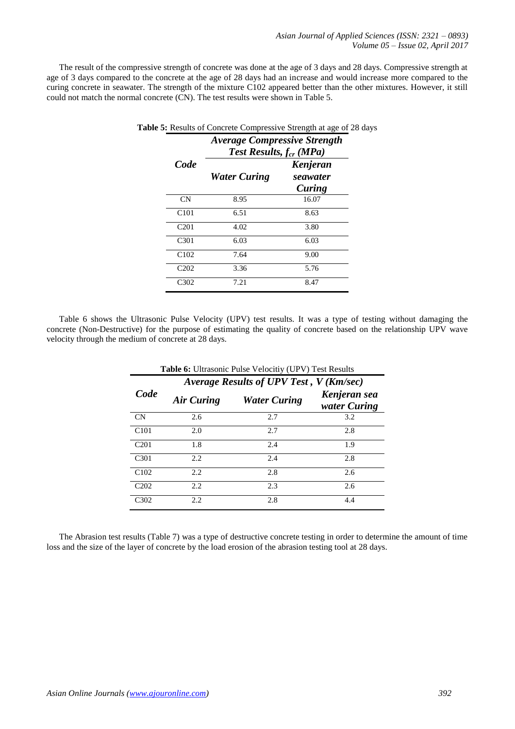The result of the compressive strength of concrete was done at the age of 3 days and 28 days. Compressive strength at age of 3 days compared to the concrete at the age of 28 days had an increase and would increase more compared to the curing concrete in seawater. The strength of the mixture C102 appeared better than the other mixtures. However, it still could not match the normal concrete (CN). The test results were shown in Table 5.

**Table 5:** Results of Concrete Compressive Strength at age of 28 days

| Code | Average Compressive Strength Test Results, $f_{cr}$ (MPa) | |
|---|---|---|
| | Water Curing | Kenjeran seawater Curing |
| CN | 8.95 | 16.07 |
| C101 | 6.51 | 8.63 |
| C201 | 4.02 | 3.80 |
| C301 | 6.03 | 6.03 |
| C102 | 7.64 | 9.00 |
| C202 | 3.36 | 5.76 |
| C302 | 7.21 | 8.47 |

Table 6 shows the Ultrasonic Pulse Velocity (UPV) test results. It was a type of testing without damaging the concrete (Non-Destructive) for the purpose of estimating the quality of concrete based on the relationship UPV wave velocity through the medium of concrete at 28 days.

**Table 6:** Ultrasonic Pulse Velocitiy (UPV) Test Results

| Code | Average Results of UPV Test , V (Km/sec) | | |
|---|---|---|---|
| | Air Curing | Water Curing | Kenjeran sea water Curing |
| CN | 2.6 | 2.7 | 3.2 |
| C101 | 2.0 | 2.7 | 2.8 |
| C201 | 1.8 | 2.4 | 1.9 |
| C301 | 2.2 | 2.4 | 2.8 |
| C102 | 2.2 | 2.8 | 2.6 |
| C202 | 2.2 | 2.3 | 2.6 |
| C302 | 2.2 | 2.8 | 4.4 |

The Abrasion test results (Table 7) was a type of destructive concrete testing in order to determine the amount of time loss and the size of the layer of concrete by the load erosion of the abrasion testing tool at 28 days.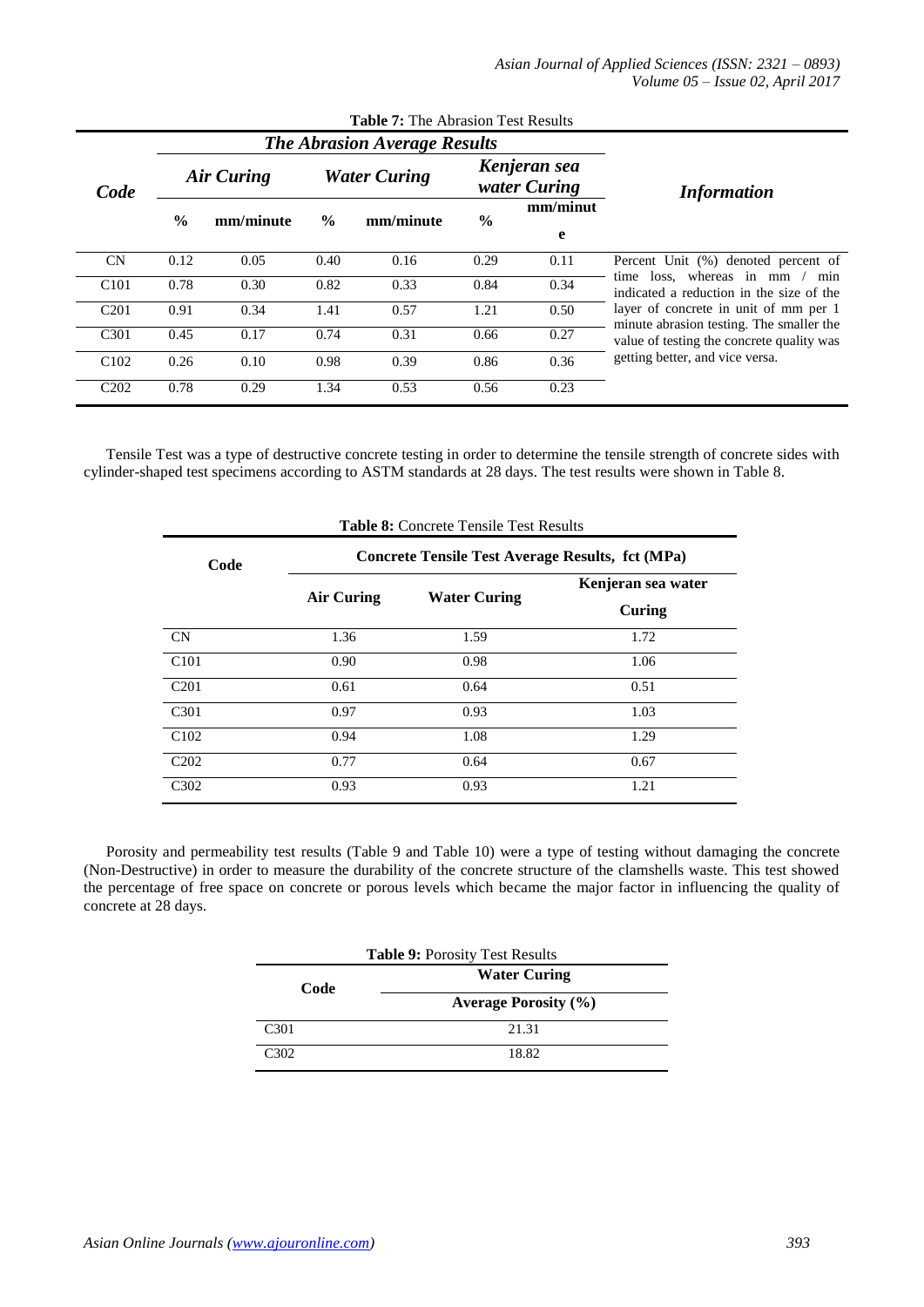**Table 7:** The Abrasion Test Results

| Code | *The Abrasion Average Results* | | | | | | *Information* |
|---|---|---|---|---|---|---|---|
| | *Air Curing* | | *Water Curing* | | *Kenjeran sea water Curing* | | |
| | % | mm/minute | % | mm/minute | % | mm/minute | |
| CN | 0.12 | 0.05 | 0.40 | 0.16 | 0.29 | 0.11 | Percent Unit (%) denoted percent of time loss, whereas in mm / min indicated a reduction in the size of the layer of concrete in unit of mm per 1 minute abrasion testing. The smaller the value of testing the concrete quality was getting better, and vice versa. |
| C101 | 0.78 | 0.30 | 0.82 | 0.33 | 0.84 | 0.34 | |
| C201 | 0.91 | 0.34 | 1.41 | 0.57 | 1.21 | 0.50 | |
| C301 | 0.45 | 0.17 | 0.74 | 0.31 | 0.66 | 0.27 | |
| C102 | 0.26 | 0.10 | 0.98 | 0.39 | 0.86 | 0.36 | |
| C202 | 0.78 | 0.29 | 1.34 | 0.53 | 0.56 | 0.23 | |

Tensile Test was a type of destructive concrete testing in order to determine the tensile strength of concrete sides with cylinder-shaped test specimens according to ASTM standards at 28 days. The test results were shown in Table 8.

**Table 8:** Concrete Tensile Test Results

| Code | Concrete Tensile Test Average Results, fct (MPa) | | |
|---|---|---|---|
| | Air Curing | Water Curing | Kenjeran sea water Curing |
| CN | 1.36 | 1.59 | 1.72 |
| C101 | 0.90 | 0.98 | 1.06 |
| C201 | 0.61 | 0.64 | 0.51 |
| C301 | 0.97 | 0.93 | 1.03 |
| C102 | 0.94 | 1.08 | 1.29 |
| C202 | 0.77 | 0.64 | 0.67 |
| C302 | 0.93 | 0.93 | 1.21 |

Porosity and permeability test results (Table 9 and Table 10) were a type of testing without damaging the concrete (Non-Destructive) in order to measure the durability of the concrete structure of the clamshells waste. This test showed the percentage of free space on concrete or porous levels which became the major factor in influencing the quality of concrete at 28 days.

**Table 9:** Porosity Test Results

| Code | Water Curing |
|---|---|
| | Average Porosity (%) |
| C301 | 21.31 |
| C302 | 18.82 |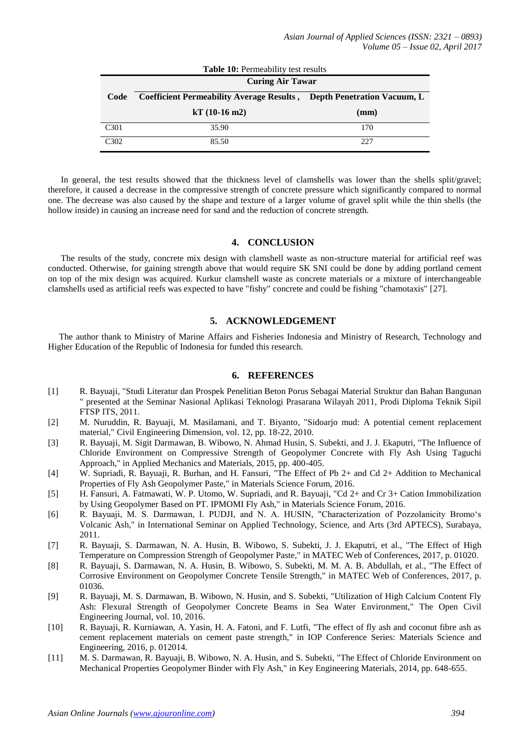**Table 10:** Permeability test results

| Code | Curing Air Tawar | |
|---|---|---|
| | Coefficient Permeability Average Results , kT ($10^{-16}$ m2) | Depth Penetration Vacuum, L (mm) |
| C301 | 35.90 | 170 |
| C302 | 85.50 | 227 |

In general, the test results showed that the thickness level of clamshells was lower than the shells split/gravel; therefore, it caused a decrease in the compressive strength of concrete pressure which significantly compared to normal one. The decrease was also caused by the shape and texture of a larger volume of gravel split while the thin shells (the hollow inside) in causing an increase need for sand and the reduction of concrete strength.

## 4. CONCLUSION

The results of the study, concrete mix design with clamshell waste as non-structure material for artificial reef was conducted. Otherwise, for gaining strength above that would require SK SNI could be done by adding portland cement on top of the mix design was acquired. Kurkur clamshell waste as concrete materials or a mixture of interchangeable clamshells used as artificial reefs was expected to have "fishy" concrete and could be fishing "chamotaxis" [27].

## 5. ACKNOWLEDGEMENT

The author thank to Ministry of Marine Affairs and Fisheries Indonesia and Ministry of Research, Technology and Higher Education of the Republic of Indonesia for funded this research.

## 6. REFERENCES

[1] R. Bayuaji, "Studi Literatur dan Prospek Penelitian Beton Porus Sebagai Material Struktur dan Bahan Bangunan " presented at the Seminar Nasional Aplikasi Teknologi Prasarana Wilayah 2011, Prodi Diploma Teknik Sipil FTSP ITS, 2011.

[2] M. Nuruddin, R. Bayuaji, M. Masilamani, and T. Biyanto, "Sidoarjo mud: A potential cement replacement material," Civil Engineering Dimension, vol. 12, pp. 18-22, 2010.

[3] R. Bayuaji, M. Sigit Darmawan, B. Wibowo, N. Ahmad Husin, S. Subekti, and J. J. Ekaputri, "The Influence of Chloride Environment on Compressive Strength of Geopolymer Concrete with Fly Ash Using Taguchi Approach," in Applied Mechanics and Materials, 2015, pp. 400-405.

[4] W. Supriadi, R. Bayuaji, R. Burhan, and H. Fansuri, "The Effect of Pb 2+ and Cd 2+ Addition to Mechanical Properties of Fly Ash Geopolymer Paste," in Materials Science Forum, 2016.

[5] H. Fansuri, A. Fatmawati, W. P. Utomo, W. Supriadi, and R. Bayuaji, "Cd 2+ and Cr 3+ Cation Immobilization by Using Geopolymer Based on PT. IPMOMI Fly Ash," in Materials Science Forum, 2016.

[6] R. Bayuaji, M. S. Darmawan, I. PUDJI, and N. A. HUSIN, "Characterization of Pozzolanicity Bromo's Volcanic Ash," in International Seminar on Applied Technology, Science, and Arts (3rd APTECS), Surabaya, 2011.

[7] R. Bayuaji, S. Darmawan, N. A. Husin, B. Wibowo, S. Subekti, J. J. Ekaputri, et al., "The Effect of High Temperature on Compression Strength of Geopolymer Paste," in MATEC Web of Conferences, 2017, p. 01020.

[8] R. Bayuaji, S. Darmawan, N. A. Husin, B. Wibowo, S. Subekti, M. M. A. B. Abdullah, et al., "The Effect of Corrosive Environment on Geopolymer Concrete Tensile Strength," in MATEC Web of Conferences, 2017, p. 01036.

[9] R. Bayuaji, M. S. Darmawan, B. Wibowo, N. Husin, and S. Subekti, "Utilization of High Calcium Content Fly Ash: Flexural Strength of Geopolymer Concrete Beams in Sea Water Environment," The Open Civil Engineering Journal, vol. 10, 2016.

[10] R. Bayuaji, R. Kurniawan, A. Yasin, H. A. Fatoni, and F. Lutfi, "The effect of fly ash and coconut fibre ash as cement replacement materials on cement paste strength," in IOP Conference Series: Materials Science and Engineering, 2016, p. 012014.

[11] M. S. Darmawan, R. Bayuaji, B. Wibowo, N. A. Husin, and S. Subekti, "The Effect of Chloride Environment on Mechanical Properties Geopolymer Binder with Fly Ash," in Key Engineering Materials, 2014, pp. 648-655.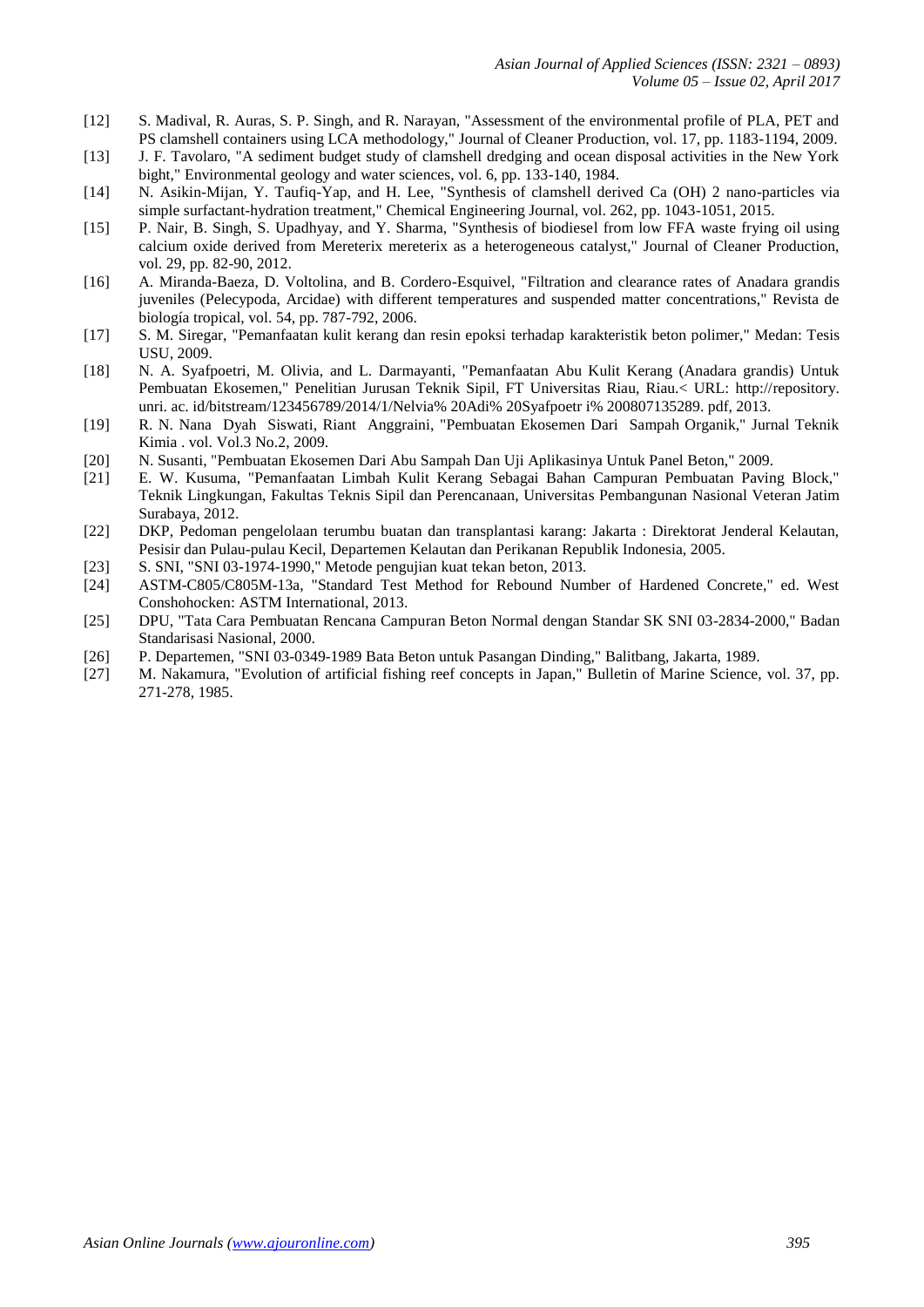[12] S. Madival, R. Auras, S. P. Singh, and R. Narayan, "Assessment of the environmental profile of PLA, PET and PS clamshell containers using LCA methodology," Journal of Cleaner Production, vol. 17, pp. 1183-1194, 2009.

[13] J. F. Tavolaro, "A sediment budget study of clamshell dredging and ocean disposal activities in the New York bight," Environmental geology and water sciences, vol. 6, pp. 133-140, 1984.

[14] N. Asikin-Mijan, Y. Taufiq-Yap, and H. Lee, "Synthesis of clamshell derived Ca (OH) 2 nano-particles via simple surfactant-hydration treatment," Chemical Engineering Journal, vol. 262, pp. 1043-1051, 2015.

[15] P. Nair, B. Singh, S. Upadhyay, and Y. Sharma, "Synthesis of biodiesel from low FFA waste frying oil using calcium oxide derived from Mereterix mereterix as a heterogeneous catalyst," Journal of Cleaner Production, vol. 29, pp. 82-90, 2012.

[16] A. Miranda-Baeza, D. Voltolina, and B. Cordero-Esquivel, "Filtration and clearance rates of Anadara grandis juveniles (Pelecypoda, Arcidae) with different temperatures and suspended matter concentrations," Revista de biología tropical, vol. 54, pp. 787-792, 2006.

[17] S. M. Siregar, "Pemanfaatan kulit kerang dan resin epoksi terhadap karakteristik beton polimer," Medan: Tesis USU, 2009.

[18] N. A. Syafpoetri, M. Olivia, and L. Darmayanti, "Pemanfaatan Abu Kulit Kerang (Anadara grandis) Untuk Pembuatan Ekosemen," Penelitian Jurusan Teknik Sipil, FT Universitas Riau, Riau.< URL: http://repository. unri. ac. id/bitstream/123456789/2014/1/Nelvia% 20Adi% 20Syafpoetr i% 200807135289. pdf, 2013.

[19] R. N. Nana Dyah Siswati, Riant Anggraini, "Pembuatan Ekosemen Dari Sampah Organik," Jurnal Teknik Kimia . vol. Vol.3 No.2, 2009.

[20] N. Susanti, "Pembuatan Ekosemen Dari Abu Sampah Dan Uji Aplikasinya Untuk Panel Beton," 2009.

[21] E. W. Kusuma, "Pemanfaatan Limbah Kulit Kerang Sebagai Bahan Campuran Pembuatan Paving Block," Teknik Lingkungan, Fakultas Teknis Sipil dan Perencanaan, Universitas Pembangunan Nasional Veteran Jatim Surabaya, 2012.

[22] DKP, Pedoman pengelolaan terumbu buatan dan transplantasi karang: Jakarta : Direktorat Jenderal Kelautan, Pesisir dan Pulau-pulau Kecil, Departemen Kelautan dan Perikanan Republik Indonesia, 2005.

[23] S. SNI, "SNI 03-1974-1990," Metode pengujian kuat tekan beton, 2013.

[24] ASTM-C805/C805M-13a, "Standard Test Method for Rebound Number of Hardened Concrete," ed. West Conshohocken: ASTM International, 2013.

[25] DPU, "Tata Cara Pembuatan Rencana Campuran Beton Normal dengan Standar SK SNI 03-2834-2000," Badan Standarisasi Nasional, 2000.

[26] P. Departemen, "SNI 03-0349-1989 Bata Beton untuk Pasangan Dinding," Balitbang, Jakarta, 1989.

[27] M. Nakamura, "Evolution of artificial fishing reef concepts in Japan," Bulletin of Marine Science, vol. 37, pp. 271-278, 1985.